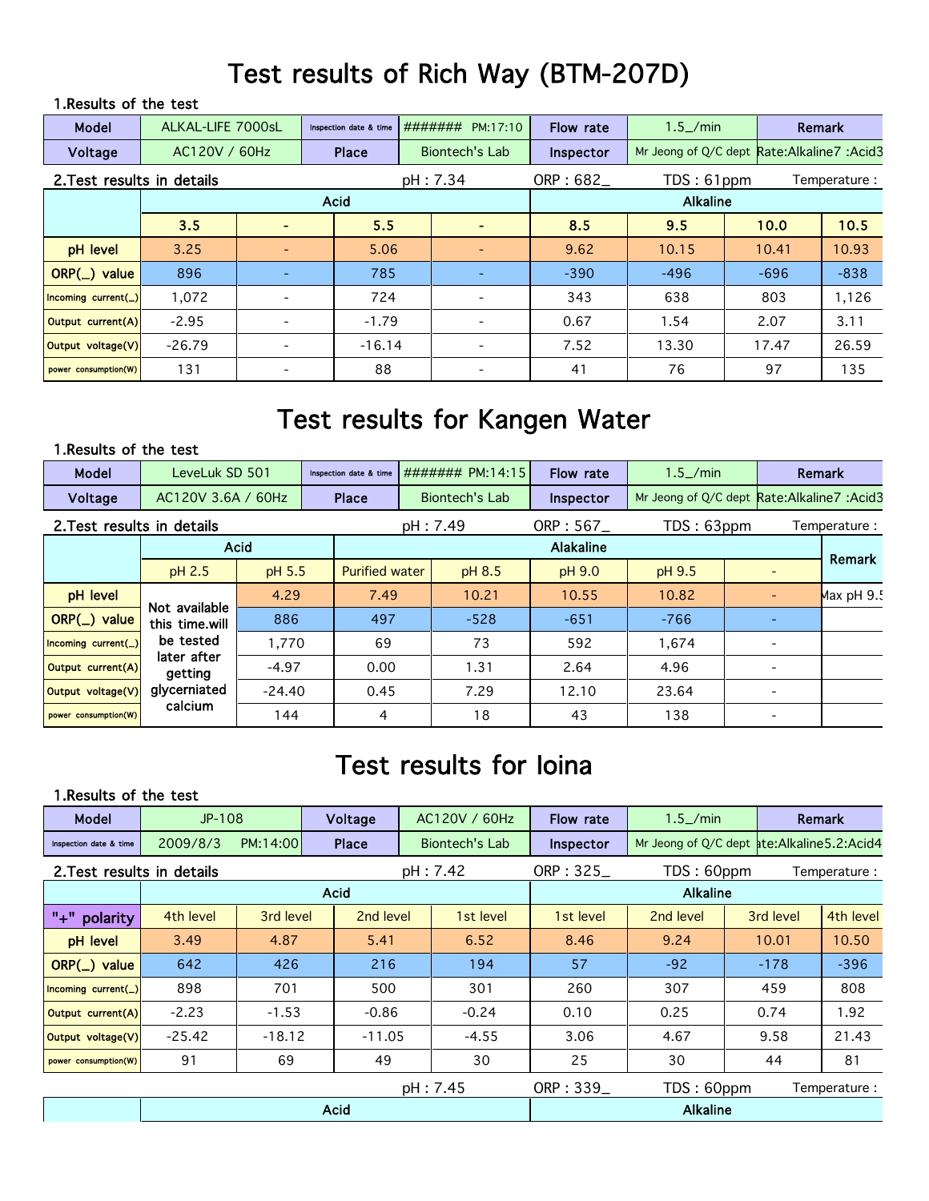# Test results of Rich Way (BTM-207D)

1.Results of the test

| Model | ALKAL-LIFE 7000sL | Inspection date & time | ####### PM:17:10 | Flow rate | 1.5_/min | Remark |
|---|---|---|---|---|---|---|
| Voltage | AC120V / 60Hz | Place | Biontech's Lab | Inspector | Mr Jeong of Q/C dept | Rate:Alkaline7 :Acid3 |

2.Test results in details pH : 7.34 ORP : 682_ TDS : 61ppm Temperature :

| | Acid | | | | Alkaline | | | |
|---|---|---|---|---|---|---|---|---|
| | 3.5 | - | 5.5 | - | 8.5 | 9.5 | 10.0 | 10.5 |
| pH level | 3.25 | - | 5.06 | - | 9.62 | 10.15 | 10.41 | 10.93 |
| ORP(_) value | 896 | - | 785 | - | -390 | -496 | -696 | -838 |
| Incoming current(_) | 1,072 | - | 724 | - | 343 | 638 | 803 | 1,126 |
| Output current(A) | -2.95 | - | -1.79 | - | 0.67 | 1.54 | 2.07 | 3.11 |
| Output voltage(V) | -26.79 | - | -16.14 | - | 7.52 | 13.30 | 17.47 | 26.59 |
| power consumption(W) | 131 | - | 88 | - | 41 | 76 | 97 | 135 |

# Test results for Kangen Water

1.Results of the test

| Model | LeveLuk SD 501 | Inspection date & time | ####### PM:14:15 | Flow rate | 1.5_/min | Remark |
|---|---|---|---|---|---|---|
| Voltage | AC120V 3.6A / 60Hz | Place | Biontech's Lab | Inspector | Mr Jeong of Q/C dept | Rate:Alkaline7 :Acid3 |

2.Test results in details pH : 7.49 ORP : 567_ TDS : 63ppm Temperature :

| | Acid | | Alakaline | | | | | Remark |
|---|---|---|---|---|---|---|---|---|
| | pH 2.5 | pH 5.5 | Purified water | pH 8.5 | pH 9.0 | pH 9.5 | - | |
| pH level | Not available this time.will be tested later after getting glyceriated calcium | 4.29 | 7.49 | 10.21 | 10.55 | 10.82 | - | Max pH 9.5 |
| ORP(_) value | | 886 | 497 | -528 | -651 | -766 | - | |
| Incoming current(_) | | 1,770 | 69 | 73 | 592 | 1,674 | - | |
| Output current(A) | | -4.97 | 0.00 | 1.31 | 2.64 | 4.96 | - | |
| Output voltage(V) | | -24.40 | 0.45 | 7.29 | 12.10 | 23.64 | - | |
| power consumption(W) | | 144 | 4 | 18 | 43 | 138 | - | |

# Test results for Ioina

1.Results of the test

| Model | JP-108 | Voltage | AC120V / 60Hz | Flow rate | 1.5_/min | Remark |
|---|---|---|---|---|---|---|
| Inspection date & time | 2009/8/3 PM:14:00 | Place | Biontech's Lab | Inspector | Mr Jeong of Q/C dept | Rate:Alkaline5.2:Acid4 |

2.Test results in details pH : 7.42 ORP : 325_ TDS : 60ppm Temperature :

| | Acid | | | | Alkaline | | | |
|---|---|---|---|---|---|---|---|---|
| "+" polarity | 4th level | 3rd level | 2nd level | 1st level | 1st level | 2nd level | 3rd level | 4th level |
| pH level | 3.49 | 4.87 | 5.41 | 6.52 | 8.46 | 9.24 | 10.01 | 10.50 |
| ORP(_) value | 642 | 426 | 216 | 194 | 57 | -92 | -178 | -396 |
| Incoming current(_) | 898 | 701 | 500 | 301 | 260 | 307 | 459 | 808 |
| Output current(A) | -2.23 | -1.53 | -0.86 | -0.24 | 0.10 | 0.25 | 0.74 | 1.92 |
| Output voltage(V) | -25.42 | -18.12 | -11.05 | -4.55 | 3.06 | 4.67 | 9.58 | 21.43 |
| power consumption(W) | 91 | 69 | 49 | 30 | 25 | 30 | 44 | 81 |

pH : 7.45 ORP : 339_ TDS : 60ppm Temperature :

| | Acid | Alkaline |
|---|---|---|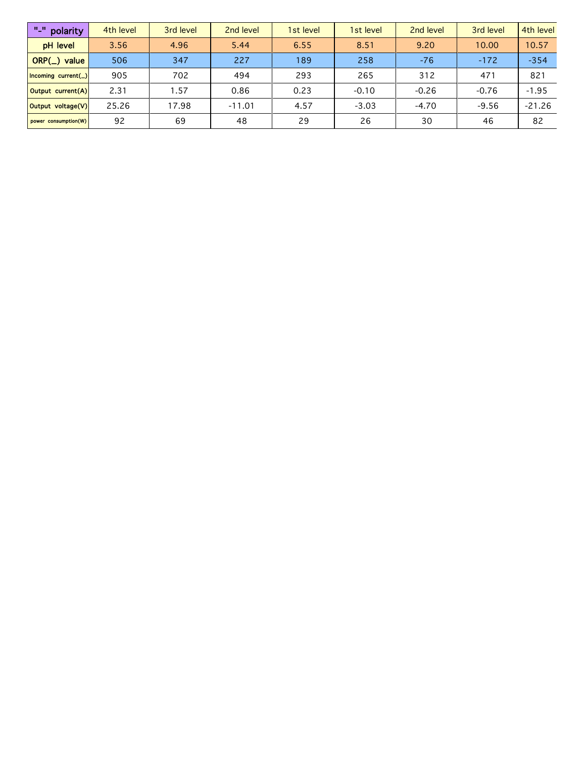| "-" polarity | 4th level | 3rd level | 2nd level | 1st level | 1st level | 2nd level | 3rd level | 4th level |
|---|---|---|---|---|---|---|---|---|
| pH level | 3.56 | 4.96 | 5.44 | 6.55 | 8.51 | 9.20 | 10.00 | 10.57 |
| ORP(_) value | 506 | 347 | 227 | 189 | 258 | -76 | -172 | -354 |
| Incoming current(_) | 905 | 702 | 494 | 293 | 265 | 312 | 471 | 821 |
| Output current(A) | 2.31 | 1.57 | 0.86 | 0.23 | -0.10 | -0.26 | -0.76 | -1.95 |
| Output voltage(V) | 25.26 | 17.98 | -11.01 | 4.57 | -3.03 | -4.70 | -9.56 | -21.26 |
| power consumption(W) | 92 | 69 | 48 | 29 | 26 | 30 | 46 | 82 |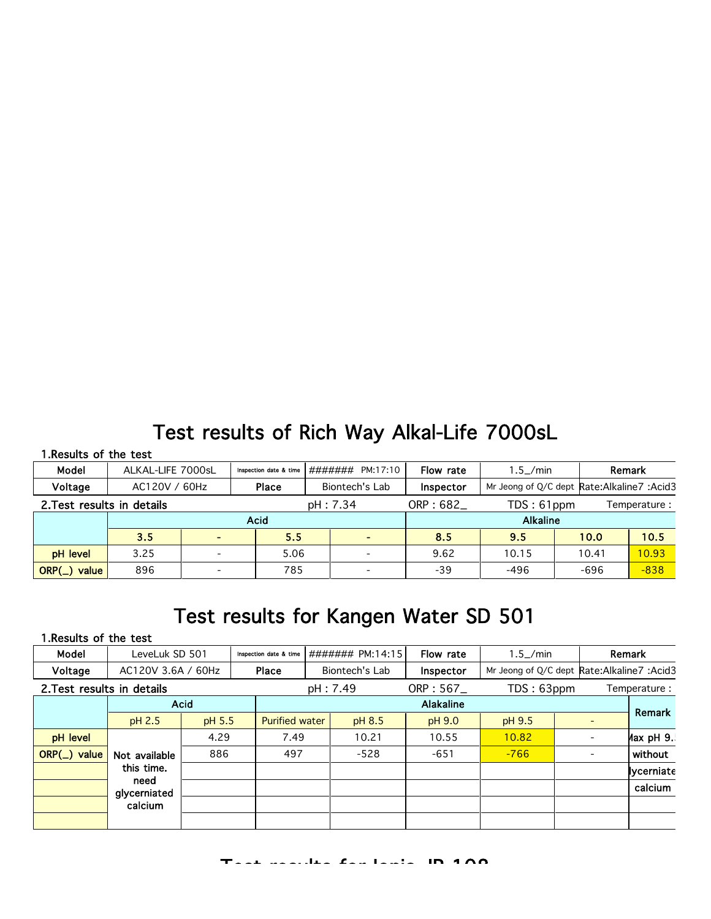# Test results of Rich Way Alkal-Life 7000sL

1.Results of the test

| Model | ALKAL-LIFE 7000sL | Inspection date & time | ####### PM:17:10 | Flow rate | 1.5_/min | Remark |
|---|---|---|---|---|---|---|
| Voltage | AC120V / 60Hz | Place | Biontech's Lab | Inspector | Mr Jeong of Q/C dept | Rate:Alkaline7 :Acid3 |

2.Test results in details pH : 7.34 ORP : 682_ TDS : 61ppm Temperature :

| | Acid | | | | Alkaline | | | |
|---|---|---|---|---|---|---|---|---|
| | 3.5 | - | 5.5 | - | 8.5 | 9.5 | 10.0 | 10.5 |
| pH level | 3.25 | - | 5.06 | - | 9.62 | 10.15 | 10.41 | 10.93 |
| ORP(_) value | 896 | - | 785 | - | -39 | -496 | -696 | -838 |

# Test results for Kangen Water SD 501

1.Results of the test

| Model | LeveLuk SD 501 | Inspection date & time | ####### PM:14:15 | Flow rate | 1.5_/min | Remark |
|---|---|---|---|---|---|---|
| Voltage | AC120V 3.6A / 60Hz | Place | Biontech's Lab | Inspector | Mr Jeong of Q/C dept | Rate:Alkaline7 :Acid3 |

2.Test results in details pH : 7.49 ORP : 567_ TDS : 63ppm Temperature :

| | Acid | | Alakaline | | | | | Remark |
|---|---|---|---|---|---|---|---|---|
| | pH 2.5 | pH 5.5 | Purified water | pH 8.5 | pH 9.0 | pH 9.5 | - | |
| pH level | Not available this time. need glyceriated calcium | 4.29 | 7.49 | 10.21 | 10.55 | 10.82 | - | Max pH 9.5 without glyceriated calcium |
| ORP(_) value | | 886 | 497 | -528 | -651 | -766 | - | |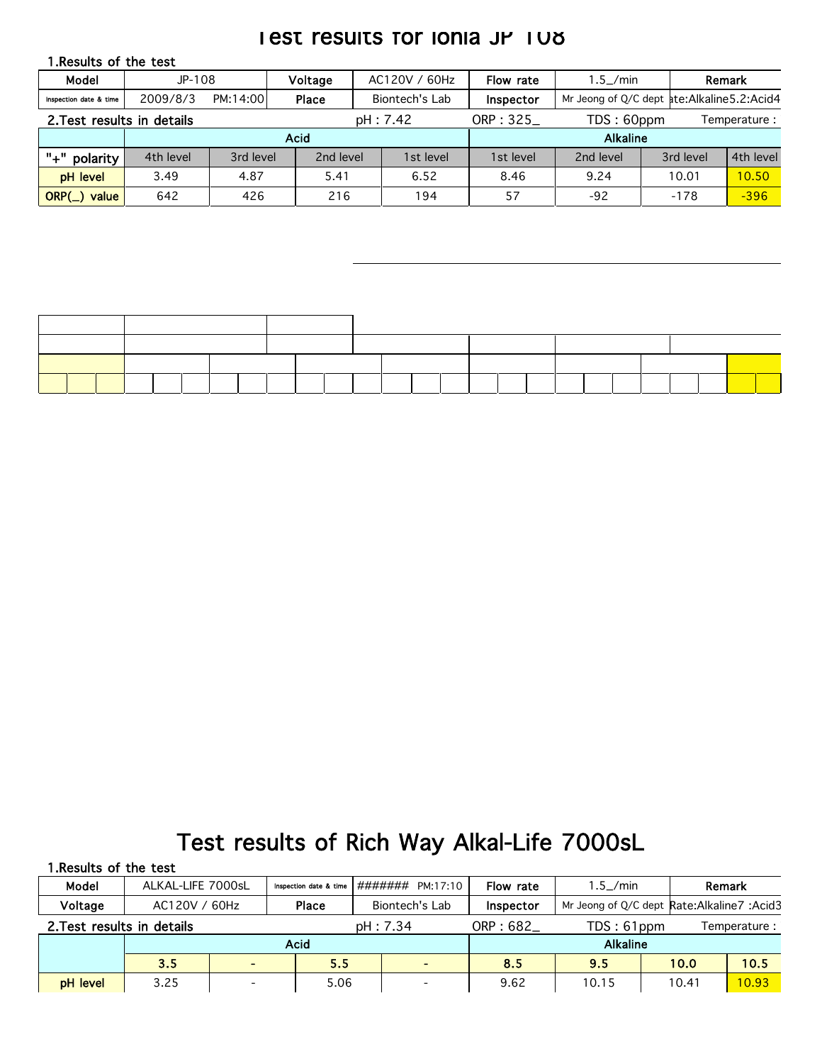# Test results for Ionia JP 108

1.Results of the test

| Model | JP-108 | Voltage | AC120V / 60Hz | Flow rate | 1.5_/min | Remark |
|---|---|---|---|---|---|---|
| Inspection date & time | 2009/8/3 PM:14:00 | Place | Biontech's Lab | Inspector | Mr Jeong of Q/C dept | ate:Alkaline5.2:Acid4 |

2.Test results in details    pH : 7.42    ORP : 325_    TDS : 60ppm    Temperature :

| | Acid | | | | Alkaline | | | |
|---|---|---|---|---|---|---|---|---|
| "+" polarity | 4th level | 3rd level | 2nd level | 1st level | 1st level | 2nd level | 3rd level | 4th level |
| pH level | 3.49 | 4.87 | 5.41 | 6.52 | 8.46 | 9.24 | 10.01 | 10.50 |
| ORP(_) value | 642 | 426 | 216 | 194 | 57 | -92 | -178 | -396 |

# Test results of Rich Way Alkal-Life 7000sL

1.Results of the test

| Model | ALKAL-LIFE 7000sL | Inspection date & time | ####### PM:17:10 | Flow rate | 1.5_/min | Remark |
|---|---|---|---|---|---|---|
| Voltage | AC120V / 60Hz | Place | Biontech's Lab | Inspector | Mr Jeong of Q/C dept | Rate:Alkaline7 :Acid3 |

2.Test results in details    pH : 7.34    ORP : 682_    TDS : 61ppm    Temperature :

| | Acid | | | | Alkaline | | | |
|---|---|---|---|---|---|---|---|---|
| | 3.5 | - | 5.5 | - | 8.5 | 9.5 | 10.0 | 10.5 |
| pH level | 3.25 | - | 5.06 | - | 9.62 | 10.15 | 10.41 | 10.93 |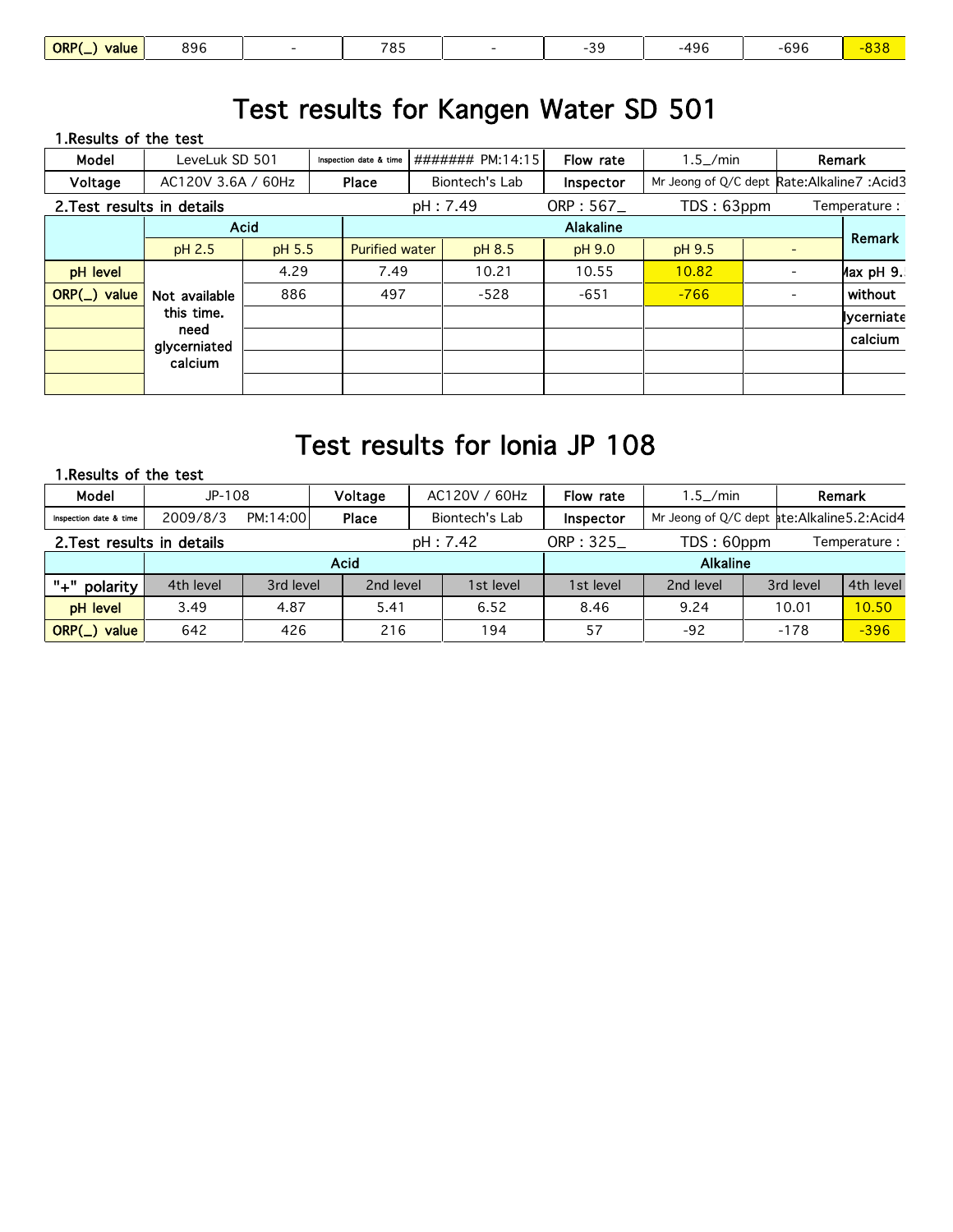| ORP(_) value | 896 | - | 785 | - | -39 | -496 | -696 | -838 |
|---|---|---|---|---|---|---|---|---|

# Test results for Kangen Water SD 501

1.Results of the test

| Model | LeveLuk SD 501 | Inspection date & time | ####### PM:14:15 | Flow rate | 1.5_/min | Remark |
|---|---|---|---|---|---|---|
| Voltage | AC120V 3.6A / 60Hz | Place | Biontech's Lab | Inspector | Mr Jeong of Q/C dept | Rate:Alkaline7 :Acid3 |

2.Test results in details pH : 7.49 ORP : 567_ TDS : 63ppm Temperature :

| | Acid | | Alakaline | | | | | Remark |
|---|---|---|---|---|---|---|---|---|
| | pH 2.5 | pH 5.5 | Purified water | pH 8.5 | pH 9.0 | pH 9.5 | - | |
| pH level | Not available this time. need glycerniated calcium | 4.29 | 7.49 | 10.21 | 10.55 | 10.82 | - | Max pH 9. |
| ORP(_) value | | 886 | 497 | -528 | -651 | -766 | - | without |
| | | | | | | | | lycerniate |
| | | | | | | | | calcium |
| | | | | | | | | |
| | | | | | | | | |

# Test results for Ionia JP 108

1.Results of the test

| Model | JP-108 | Voltage | AC120V / 60Hz | Flow rate | 1.5_/min | Remark |
|---|---|---|---|---|---|---|
| Inspection date & time | 2009/8/3 PM:14:00 | Place | Biontech's Lab | Inspector | Mr Jeong of Q/C dept | ate:Alkaline5.2:Acid4 |

2.Test results in details pH : 7.42 ORP : 325_ TDS : 60ppm Temperature :

| | Acid | | | | Alkaline | | | |
|---|---|---|---|---|---|---|---|---|
| "+" polarity | 4th level | 3rd level | 2nd level | 1st level | 1st level | 2nd level | 3rd level | 4th level |
| pH level | 3.49 | 4.87 | 5.41 | 6.52 | 8.46 | 9.24 | 10.01 | 10.50 |
| ORP(_) value | 642 | 426 | 216 | 194 | 57 | -92 | -178 | -396 |